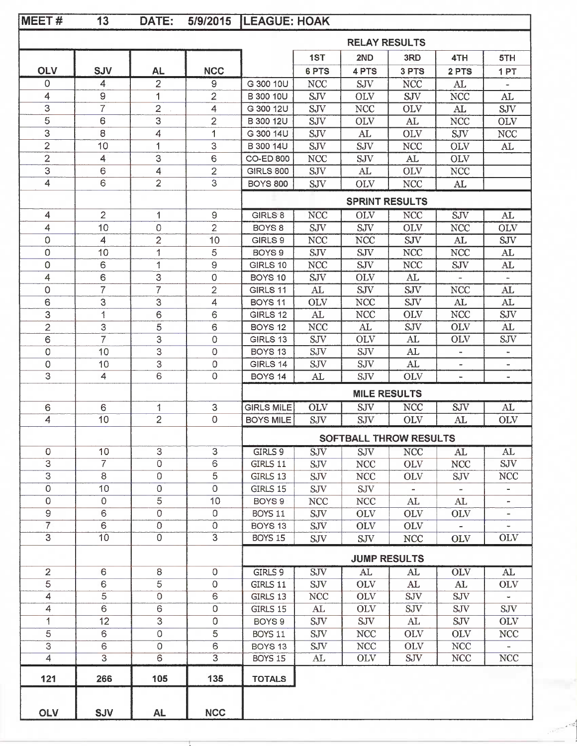**MEET # 13 DATE: 5/9/2015 LEAGUE: HOAK**

| OLV | SJV | AL | NCC | | 1ST 6 PTS | 2ND 4 PTS | 3RD 3 PTS | 4TH 2 PTS | 5TH 1 PT |
|---|---|---|---|---|---|---|---|---|---|
| | | | | **RELAY RESULTS** | | | | | |
| 0 | 4 | 2 | 9 | G 300 10U | NCC | SJV | NCC | AL | - |
| 4 | 9 | 1 | 2 | B 300 10U | SJV | OLV | SJV | NCC | AL |
| 3 | 7 | 2 | 4 | G 300 12U | SJV | NCC | OLV | AL | SJV |
| 5 | 6 | 3 | 2 | B 300 12U | SJV | OLV | AL | NCC | OLV |
| 3 | 8 | 4 | 1 | G 300 14U | SJV | AL | OLV | SJV | NCC |
| 2 | 10 | 1 | 3 | B 300 14U | SJV | SJV | NCC | OLV | AL |
| 2 | 4 | 3 | 6 | CO-ED 800 | NCC | SJV | AL | OLV | |
| 3 | 6 | 4 | 2 | GIRLS 800 | SJV | AL | OLV | NCC | |
| 4 | 6 | 2 | 3 | BOYS 800 | SJV | OLV | NCC | AL | |
| | | | | **SPRINT RESULTS** | | | | | |
| 4 | 2 | 1 | 9 | GIRLS 8 | NCC | OLV | NCC | SJV | AL |
| 4 | 10 | 0 | 2 | BOYS 8 | SJV | SJV | OLV | NCC | OLV |
| 0 | 4 | 2 | 10 | GIRLS 9 | NCC | NCC | SJV | AL | SJV |
| 0 | 10 | 1 | 5 | BOYS 9 | SJV | SJV | NCC | NCC | AL |
| 0 | 6 | 1 | 9 | GIRLS 10 | NCC | SJV | NCC | SJV | AL |
| 4 | 6 | 3 | 0 | BOYS 10 | SJV | OLV | AL | - | - |
| 0 | 7 | 7 | 2 | GIRLS 11 | AL | SJV | SJV | NCC | AL |
| 6 | 3 | 3 | 4 | BOYS 11 | OLV | NCC | SJV | AL | AL |
| 3 | 1 | 6 | 6 | GIRLS 12 | AL | NCC | OLV | NCC | SJV |
| 2 | 3 | 5 | 6 | BOYS 12 | NCC | AL | SJV | OLV | AL |
| 6 | 7 | 3 | 0 | GIRLS 13 | SJV | OLV | AL | OLV | SJV |
| 0 | 10 | 3 | 0 | BOYS 13 | SJV | SJV | AL | - | - |
| 0 | 10 | 3 | 0 | GIRLS 14 | SJV | SJV | AL | - | - |
| 3 | 4 | 6 | 0 | BOYS 14 | AL | SJV | OLV | - | - |
| | | | | **MILE RESULTS** | | | | | |
| 6 | 6 | 1 | 3 | GIRLS MILE | OLV | SJV | NCC | SJV | AL |
| 4 | 10 | 2 | 0 | BOYS MILE | SJV | SJV | OLV | AL | OLV |
| | | | | **SOFTBALL THROW RESULTS** | | | | | |
| 0 | 10 | 3 | 3 | GIRLS 9 | SJV | SJV | NCC | AL | AL |
| 3 | 7 | 0 | 6 | GIRLS 11 | SJV | NCC | OLV | NCC | SJV |
| 3 | 8 | 0 | 5 | GIRLS 13 | SJV | NCC | OLV | SJV | NCC |
| 0 | 10 | 0 | 0 | GIRLS 15 | SJV | SJV | - | - | - |
| 0 | 0 | 5 | 10 | BOYS 9 | NCC | NCC | AL | AL | - |
| 9 | 6 | 0 | 0 | BOYS 11 | SJV | OLV | OLV | OLV | - |
| 7 | 6 | 0 | 0 | BOYS 13 | SJV | OLV | OLV | - | - |
| 3 | 10 | 0 | 3 | BOYS 15 | SJV | SJV | NCC | OLV | OLV |
| | | | | **JUMP RESULTS** | | | | | |
| 2 | 6 | 8 | 0 | GIRLS 9 | SJV | AL | AL | OLV | AL |
| 5 | 6 | 5 | 0 | GIRLS 11 | SJV | OLV | AL | AL | OLV |
| 4 | 5 | 0 | 6 | GIRLS 13 | NCC | OLV | SJV | SJV | - |
| 4 | 6 | 6 | 0 | GIRLS 15 | AL | OLV | SJV | SJV | SJV |
| 1 | 12 | 3 | 0 | BOYS 9 | SJV | SJV | AL | SJV | OLV |
| 5 | 6 | 0 | 5 | BOYS 11 | SJV | NCC | OLV | OLV | NCC |
| 3 | 6 | 0 | 6 | BOYS 13 | SJV | NCC | OLV | NCC | - |
| 4 | 3 | 6 | 3 | BOYS 15 | AL | OLV | SJV | NCC | NCC |
| **121** | **266** | **105** | **135** | **TOTALS** | | | | | |
| **OLV** | **SJV** | **AL** | **NCC** | | | | | | |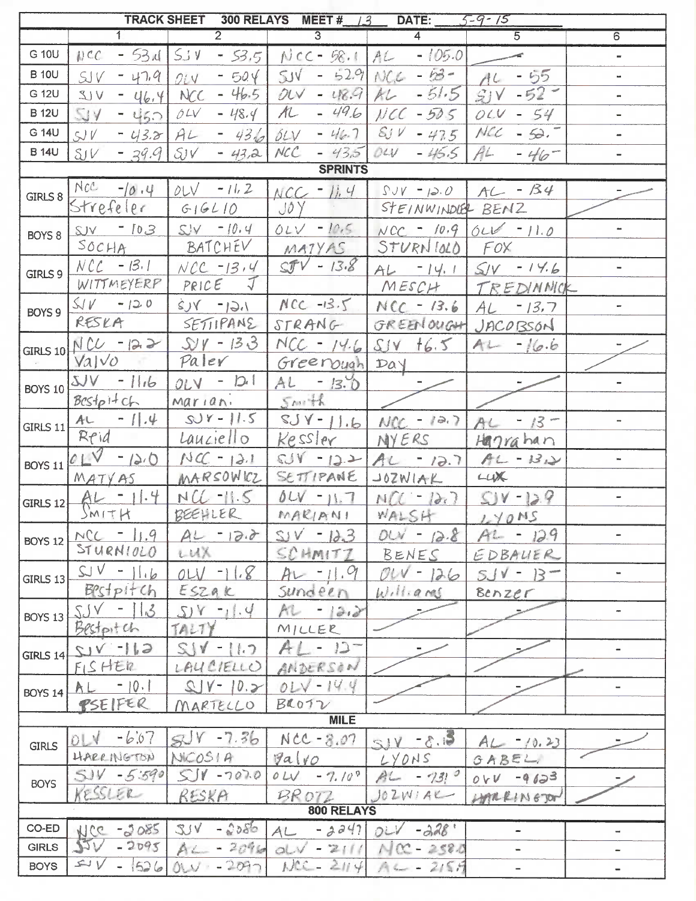# TRACK SHEET 300 RELAYS MEET # 13 DATE: 5-9-15

| | 1 | 2 | 3 | 4 | 5 | 6 |
|---|---|---|---|---|---|---|
| G 10U | NCC - 53.1 | SJV - 53.5 | NCC - 58.1 | AL - 105.0 | — | - |
| B 10U | SJV - 47.9 | OLV - 50.4 | SJV - 52.9 | NCC - 53 - | AL - 55 | - |
| G 12U | SJV - 46.4 | NCC - 46.5 | OLV - 48.9 | AL - 51.5 | SJV - 52 - | - |
| B 12U | SJV - 45.7 | OLV - 48.4 | AL - 49.6 | NCC - 50.5 | OLV - 54 | - |
| G 14U | SJV - 43.2 | AL - 43.6 | OLV - 46.7 | SJV - 47.5 | NCC - 52. - | - |
| B 14U | SJV - 39.9 | SJV - 43.2 | NCC - 43.5 | OLV - 45.5 | AL - 46 - | - |
| **SPRINTS** | | | | | | |
| GIRLS 8 | NCC - 10.4 Strefeler | OLV - 11.2 GIGLIO | NCC - 11.4 JOY | SJV - 12.0 STEINWINDEL | AL - 13.4 BENZ | — |
| BOYS 8 | SJV - 10.3 SOCHA | SJV - 10.4 BATCHEV | OLV - 10.5 MATYAS | NCC - 10.9 STURNIOLO | OLV - 11.0 FOX | - |
| GIRLS 9 | NCC - 13.1 WITTMEYERP | NCC - 13.4 PRICE J | SJV - 13.8 | AL - 14.1 MESCH | SJV - 14.6 TREDINNICK | - |
| BOYS 9 | SJV - 12.0 RESKA | SJV - 12.1 SETTIPANE | NCC - 13.5 STRANG | NCC - 13.6 GREENOUGH | AL - 13.7 JACOBSON | - |
| GIRLS 10 | NCC - 12.2 Valvo | SJV - 13.3 Paler | NCC - 14.6 Greenough | SJV 16.5 Day | AL - 16.6 | — |
| BOYS 10 | SJV - 11.6 Bestpitch | OLV - 12.1 Mariani | AL - 13.0 Smith | — | — | - |
| GIRLS 11 | AL - 11.4 Reid | SJV - 11.5 Lauciello | SJV - 11.6 Kessler | NCC - 12.7 MYERS | AL - 13 - Hanrahan | - |
| BOYS 11 | OLV - 12.0 MATYAS | NCC - 12.1 MARSOWICZ | SJV - 12.2 SETTIPANE | AL - 12.7 JOZWIAK | AL - 13.2 LUX | - |
| GIRLS 12 | AL - 11.4 SMITH | NCC - 11.5 BEEHLER | OLV - 11.7 MARIANI | NCC - 12.7 WALSH | SJV - 12.9 LYONS | - |
| BOYS 12 | NCC - 11.9 STURNIOLO | AL - 12.2 LUX | SJV - 12.3 SCHMITZ | OLV - 12.8 BENES | AL - 12.9 EDBAUER | - |
| GIRLS 13 | SJV - 11.6 Bestpitch | OLV - 11.8 Eszak | AL - 11.9 Sundeen | OLV - 12.6 Williams | SJV - 13 - Benzer | - |
| BOYS 13 | SJV - 11.3 Bestpitch | SJV - 11.4 TALTY | AL - 12.2 MILLER | — | — | - |
| GIRLS 14 | SJV - 11.2 FISHER | SJV - 11.7 LAUCIELLO | AL - 12 - ANDERSON | — | — | - |
| BOYS 14 | AL - 10.1 PSEIFER | SJV - 10.2 MARTELLO | OLV - 14.4 BROTZ | — | — | - |
| **MILE** | | | | | | |
| GIRLS | OLV - 6:07 HARRINGTON | SJV - 7.36 NICOSIA | NCC - 8.07 Valvo | SJV - 8.13 LYONS | AL - 10.23 GABEL | — |
| BOYS | SJV - 5:590 KESSLER | SJV - 707.0 RESKA | OLV - 7.10 BROTZ | AL - 731 JOZWIAK | OLV - 9623 HARRINGTON | — |
| **800 RELAYS** | | | | | | |
| CO-ED | NCC - 2085 | SJV - 2086 | AL - 2247 | OLV - 228' | - | - |
| GIRLS | SJV - 2095 | AL - 2096 | OLV - 2111 | NCC - 2580 | - | - |
| BOYS | SJV - 1526 | OLV - 2097 | NCC - 2114 | AL - 2159 | - | - |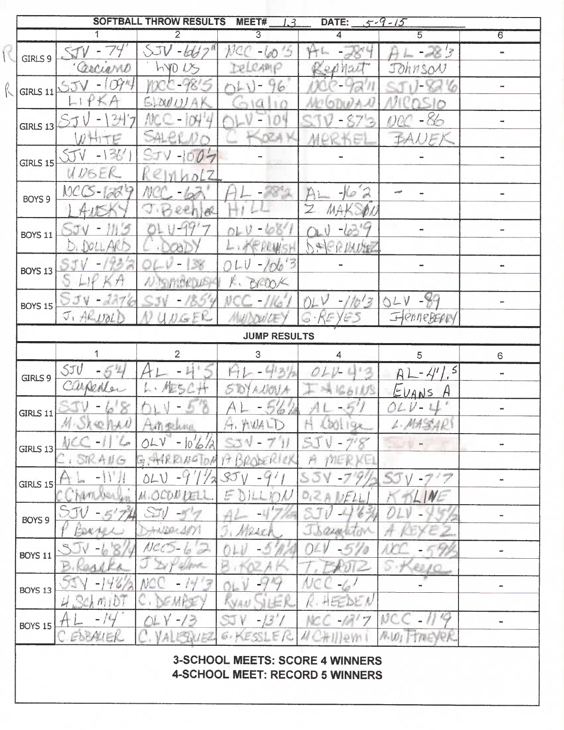# SOFTBALL THROW RESULTS MEET# 13 DATE: 5-9-15

| | 1 | 2 | 3 | 4 | 5 | 6 |
|---|---|---|---|---|---|---|
| GIRLS 9 | SJV - 74' Casciano | SJV - 66'7" HYDUS | NCC - 60'3 DeLeamp | AL - 28'4 Rephart | AL - 28'3 JOHNSON | - |
| GIRLS 11 | SJV - 109'4 LIPKA | NCC - 98'5 GLOWNIAK | OLV - 96' Giglio | NCC - 92'11 McGOWAN | SJV - 82'6 NICOSIO | - |
| GIRLS 13 | SJV - 134'7 WHITE | NCC - 104'4 SALERNO | OLV - 104 C KOZAK | SJV - 87'3 MERKEL | NCC - 86 BANEK | - |
| GIRLS 15 | SJV - 138'1 UNGER | SJV - 100'7 REINHOLZ | - | - | - | - |
| BOYS 9 | NCCS - 122'9 LAISKY | NCC - 62' J. Beehler | AL - 28'2 HILL | AL - 16'2 Z. MAKSON | - - | - |
| BOYS 11 | SJV - 111'5 D. DOLLARD | OLV - 99'7 C. DOODY | OLV - 68'1 L. KERRISH | OLV - 63'9 D. HERNANDEZ | - | - |
| BOYS 13 | SJV - 198'2 S LIPKA | OLV - 138 N. DOMBROWSKI | OLV - 106'3 K. BROOK | - | - | - |
| BOYS 15 | SJV - 227'6 J. ARNOLD | SJV - 185'4 N UNGER | NCC - 116'1 MADDOWLEY | OLV - 110'3 G. REYES | OLV - 89 HENNEBERRY | - |

## JUMP RESULTS

| | 1 | 2 | 3 | 4 | 5 | 6 |
|---|---|---|---|---|---|---|
| GIRLS 9 | SJV - 5'4 Carpenter | AL - 4'5 L. MESCH | AL - 4'3½ STOYANOVA | OLV - 4'3 I. HIGGINS | AL - 4'1.5 EVANS A | - |
| GIRLS 11 | SJV - 6'8 M. Sheehan | OLV - 5'8 Angelina | AL - 5'6½ A. HUALD | AL - 5'1 H Coolige | OLV - 4' L. MASSARI | - |
| GIRLS 13 | NCC - 11'6 C. STRANG | OLV - 10'6½ G. HARRINGTON | SJV - 7'11 A BRODERICK | SJV - 7'8 A MERKEL | - | - |
| GIRLS 15 | AL - 11'1 C Chamberlain | OLV - 9'1½ M. OCONNELL | SJV - 9'1 E DILLION | SJV - 7'9½ D. ZANELLI | SJV - 7'7 K KLINE | - |
| BOYS 9 | SJV - 5'7¾ P Bower | SJV - 5'7 Davidson | AL - 4'7¼ J. Mesch | SJV - 4'6¾ J Saughton | OLV - 4'5½ A REYEZ | - |
| BOYS 11 | SJV - 6'8¼ B. Rosska | NCCS - 6'2 J DiPalma | OLV - 5'11¼ B. KOZAK | OLV - 5'10 T. BROTZ | NCC - 5'9½ S. Keefe | - |
| BOYS 13 | SJV - 14'6½ H. SCHMIDT | NCC - 14'3 C. DEMPSEY | OLV - 9'9 Ryan SILER | NCC - 6' R. HEEDEN | - | - |
| BOYS 15 | AL - 14' C EBAUER | OLV - 13 C. VALESQUEZ | SJV - 13'1 G. KESSLER | NCC - 12'7 N Chillemi | NCC - 11'9 M. WITTMEYER | - |

**3-SCHOOL MEETS: SCORE 4 WINNERS**
**4-SCHOOL MEET: RECORD 5 WINNERS**